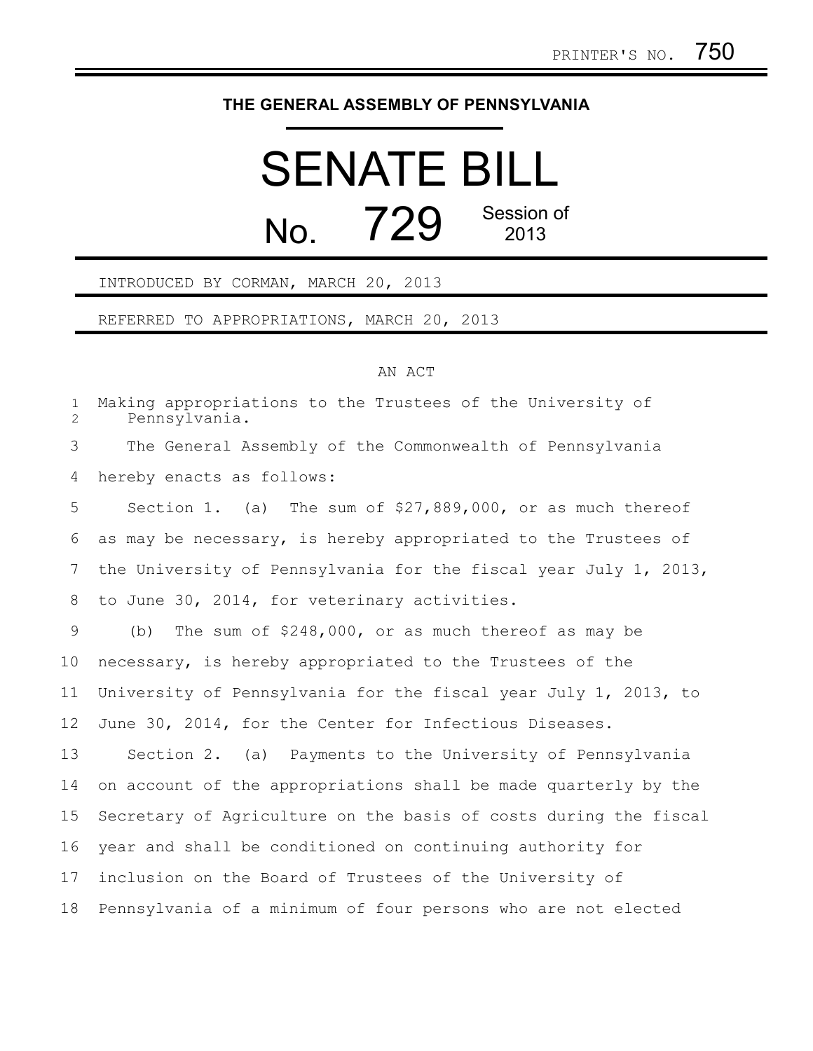PRINTER'S NO. 750

**THE GENERAL ASSEMBLY OF PENNSYLVANIA**

# SENATE BILL

## No. 729 Session of 2013

INTRODUCED BY CORMAN, MARCH 20, 2013

REFERRED TO APPROPRIATIONS, MARCH 20, 2013

AN ACT

Making appropriations to the Trustees of the University of Pennsylvania.

The General Assembly of the Commonwealth of Pennsylvania hereby enacts as follows:

Section 1. (a) The sum of $27,889,000, or as much thereof as may be necessary, is hereby appropriated to the Trustees of the University of Pennsylvania for the fiscal year July 1, 2013, to June 30, 2014, for veterinary activities.

(b) The sum of $248,000, or as much thereof as may be necessary, is hereby appropriated to the Trustees of the University of Pennsylvania for the fiscal year July 1, 2013, to June 30, 2014, for the Center for Infectious Diseases.

Section 2. (a) Payments to the University of Pennsylvania on account of the appropriations shall be made quarterly by the Secretary of Agriculture on the basis of costs during the fiscal year and shall be conditioned on continuing authority for inclusion on the Board of Trustees of the University of Pennsylvania of a minimum of four persons who are not elected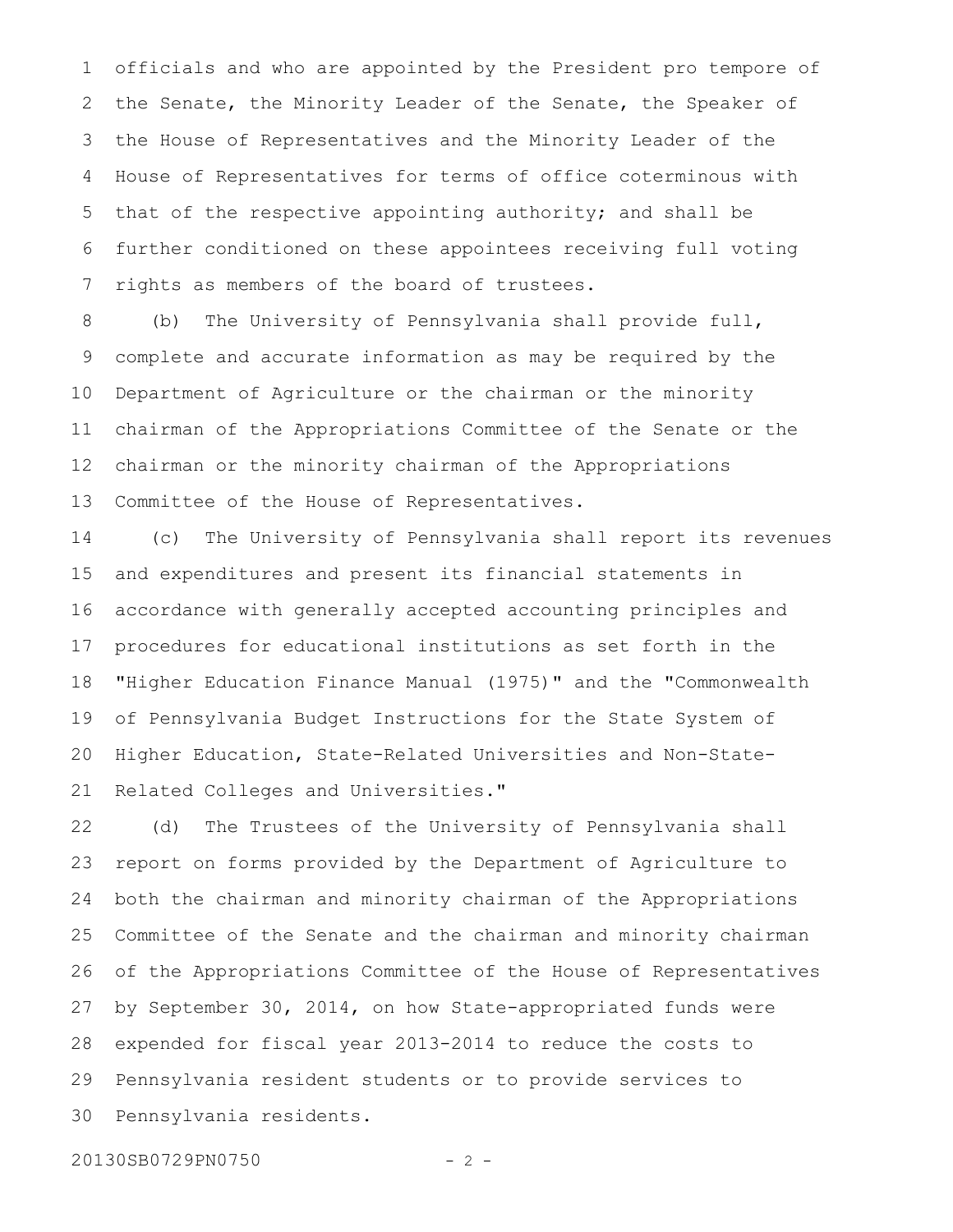officials and who are appointed by the President pro tempore of the Senate, the Minority Leader of the Senate, the Speaker of the House of Representatives and the Minority Leader of the House of Representatives for terms of office coterminous with that of the respective appointing authority; and shall be further conditioned on these appointees receiving full voting rights as members of the board of trustees.

(b) The University of Pennsylvania shall provide full, complete and accurate information as may be required by the Department of Agriculture or the chairman or the minority chairman of the Appropriations Committee of the Senate or the chairman or the minority chairman of the Appropriations Committee of the House of Representatives.

(c) The University of Pennsylvania shall report its revenues and expenditures and present its financial statements in accordance with generally accepted accounting principles and procedures for educational institutions as set forth in the "Higher Education Finance Manual (1975)" and the "Commonwealth of Pennsylvania Budget Instructions for the State System of Higher Education, State-Related Universities and Non-State-Related Colleges and Universities."

(d) The Trustees of the University of Pennsylvania shall report on forms provided by the Department of Agriculture to both the chairman and minority chairman of the Appropriations Committee of the Senate and the chairman and minority chairman of the Appropriations Committee of the House of Representatives by September 30, 2014, on how State-appropriated funds were expended for fiscal year 2013-2014 to reduce the costs to Pennsylvania resident students or to provide services to Pennsylvania residents.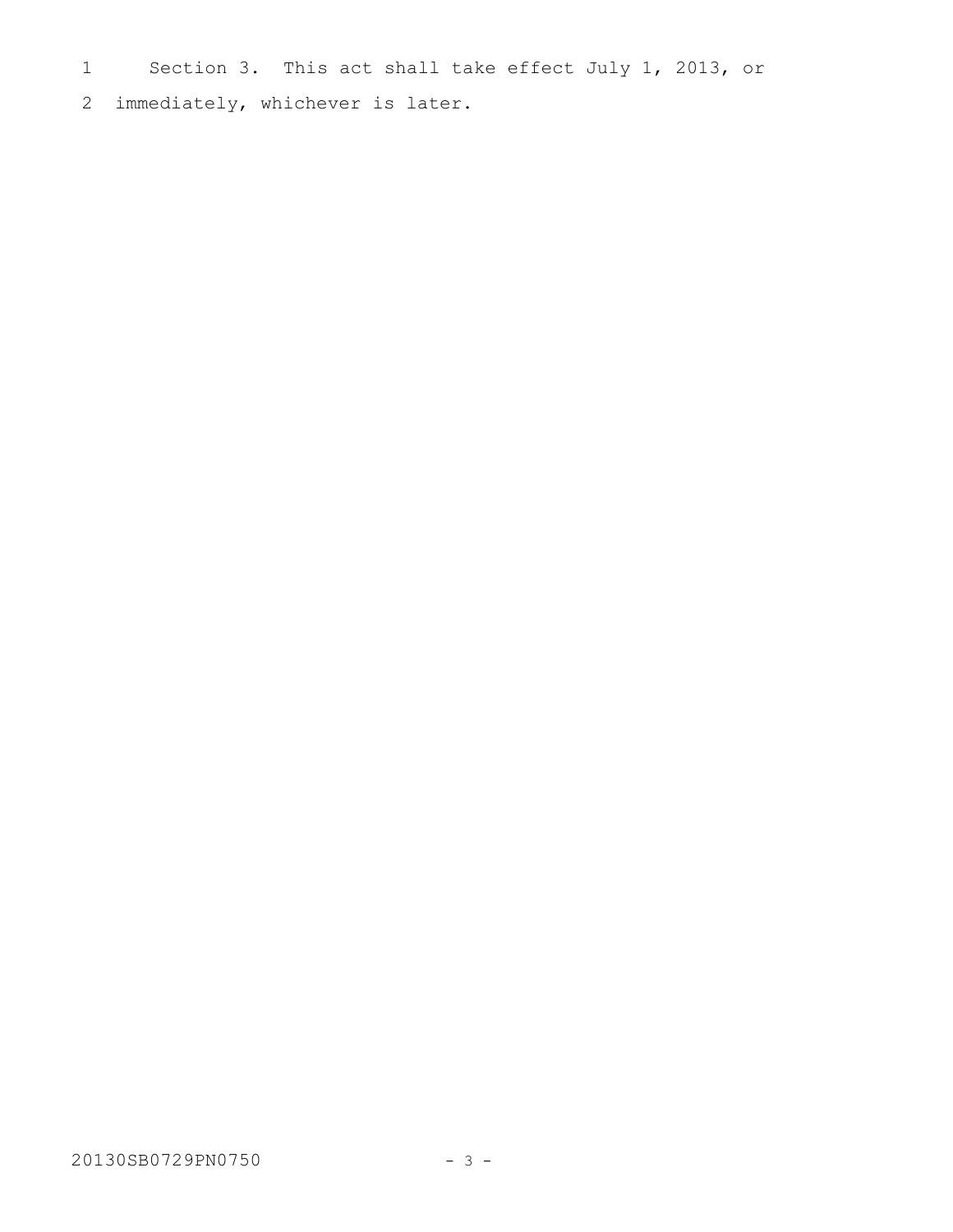Section 3. This act shall take effect July 1, 2013, or immediately, whichever is later.